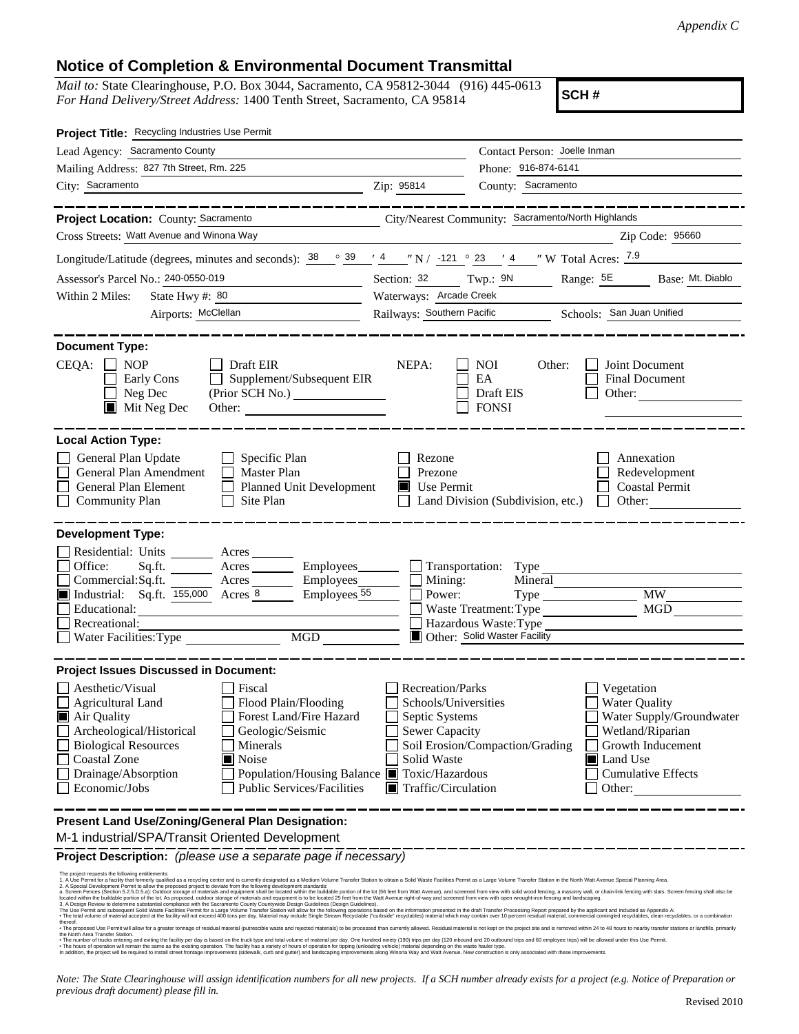*Appendix C*

# Notice of Completion & Environmental Document Transmittal

*Mail to:* State Clearinghouse, P.O. Box 3044, Sacramento, CA 95812-3044 (916) 445-0613
*For Hand Delivery/Street Address:* 1400 Tenth Street, Sacramento, CA 95814

**SCH #**

**Project Title:** Recycling Industries Use Permit

Lead Agency: Sacramento County
Contact Person: Joelle Inman
Mailing Address: 827 7th Street, Rm. 225
Phone: 916-874-6141
City: Sacramento
Zip: 95814
County: Sacramento

**Project Location:** County: Sacramento
City/Nearest Community: Sacramento/North Highlands
Cross Streets: Watt Avenue and Winona Way
Zip Code: 95660
Longitude/Latitude (degrees, minutes and seconds): 38 ° 39 ′ 4 ″ N / -121 ° 23 ′ 4 ″ W Total Acres: 7.9
Assessor's Parcel No.: 240-0550-019
Section: 32 Twp.: 9N Range: 5E Base: Mt. Diablo
Within 2 Miles: State Hwy #: 80
Waterways: Arcade Creek
Airports: McClellan
Railways: Southern Pacific
Schools: San Juan Unified

**Document Type:**

CEQA: ☐ NOP ☐ Early Cons ☐ Neg Dec ☒ Mit Neg Dec ☐ Draft EIR ☐ Supplement/Subsequent EIR (Prior SCH No.) ☐ Other:

NEPA: ☐ NOI ☐ EA ☐ Draft EIS ☐ FONSI

Other: ☐ Joint Document ☐ Final Document ☐ Other:

**Local Action Type:**

☐ General Plan Update ☐ General Plan Amendment ☐ General Plan Element ☐ Community Plan ☐ Specific Plan ☐ Master Plan ☐ Planned Unit Development ☐ Site Plan ☐ Rezone ☐ Prezone ☒ Use Permit ☐ Land Division (Subdivision, etc.) ☐ Annexation ☐ Redevelopment ☐ Coastal Permit ☐ Other:

**Development Type:**

☐ Residential: Units Acres
☐ Office: Sq.ft. Acres Employees
☐ Commercial: Sq.ft. Acres Employees
☒ Industrial: Sq.ft. 155,000 Acres 8 Employees 55
☐ Educational:
☐ Recreational:
☐ Water Facilities: Type MGD
☐ Transportation: Type
☐ Mining: Mineral
☐ Power: Type MW
☐ Waste Treatment: Type MGD
☐ Hazardous Waste: Type
☒ Other: Solid Waster Facility

**Project Issues Discussed in Document:**

☐ Aesthetic/Visual ☐ Agricultural Land ☒ Air Quality ☐ Archeological/Historical ☐ Biological Resources ☐ Coastal Zone ☐ Drainage/Absorption ☐ Economic/Jobs ☐ Fiscal ☐ Flood Plain/Flooding ☐ Forest Land/Fire Hazard ☐ Geologic/Seismic ☐ Minerals ☒ Noise ☐ Population/Housing Balance ☐ Public Services/Facilities ☐ Recreation/Parks ☐ Schools/Universities ☐ Septic Systems ☐ Sewer Capacity ☐ Soil Erosion/Compaction/Grading ☐ Solid Waste ☒ Toxic/Hazardous ☒ Traffic/Circulation ☐ Vegetation ☐ Water Quality ☐ Water Supply/Groundwater ☐ Wetland/Riparian ☐ Growth Inducement ☒ Land Use ☐ Cumulative Effects ☐ Other:

**Present Land Use/Zoning/General Plan Designation:**

M-1 industrial/SPA/Transit Oriented Development

**Project Description:** *(please use a separate page if necessary)*

The project requests the following entitlements:
1. A Use Permit for a facility that formerly qualified as a recycling center and is currently designated as a Medium Volume Transfer Station to obtain a Solid Waste Facilities Permit as a Large Volume Transfer Station in the North Watt Avenue Special Planning Area.
2. A Special Development Permit to allow the proposed project to deviate from the following development standards:
a. Screen Fences (Section 5.2.5.D.5.a): Outdoor storage of materials and equipment shall be located within the buildable portion of the lot (56 feet from Watt Avenue), and screened from view with solid wood fencing, a masonry wall, or chain-link fencing with slats. Screen fencing shall also be located within the buildable portion of the lot. As proposed, outdoor storage of materials and equipment is to be located 25 feet from the Watt Avenue right-of-way and screened from view with open wrought-iron fencing and landscaping.
3. A Design Review to determine substantial compliance with the Sacramento County Countywide Design Guidelines (Design Guidelines).
The Use Permit and subsequent Solid Waste Facilities Permit for a Large Volume Transfer Station will allow for the following operations based on the information presented in the draft Transfer Processing Report prepared by the applicant and included as Appendix A:
• The total volume of material accepted at the facility will not exceed 400 tons per day. Material may include Single Stream Recyclable ("curbside" recyclables) material which may contain over 10 percent residual material, commercial comingled recyclables, clean recyclables, or a combination thereof.
• The proposed Use Permit will allow for a greater tonnage of residual material (putrescible waste and rejected materials) to be processed than currently allowed. Residual material is not kept on the project site and is removed within 24 to 48 hours to nearby transfer stations or landfills, primarily the North Area Transfer Station.
• The number of trucks entering and exiting the facility per day is based on the truck type and total volume of material per day. One hundred ninety (190) trips per day (120 inbound and 20 outbound trips and 60 employee trips) will be allowed under this Use Permit.
• The hours of operation will remain the same as the existing operation. The facility has a variety of hours of operation for tipping (unloading vehicle) material depending on the waste hauler type.
In addition, the project will be required to install street frontage improvements (sidewalk, curb and gutter) and landscaping improvements along Winona Way and Watt Avenue. New construction is only associated with these improvements.

*Note: The State Clearinghouse will assign identification numbers for all new projects. If a SCH number already exists for a project (e.g. Notice of Preparation or previous draft document) please fill in.*

Revised 2010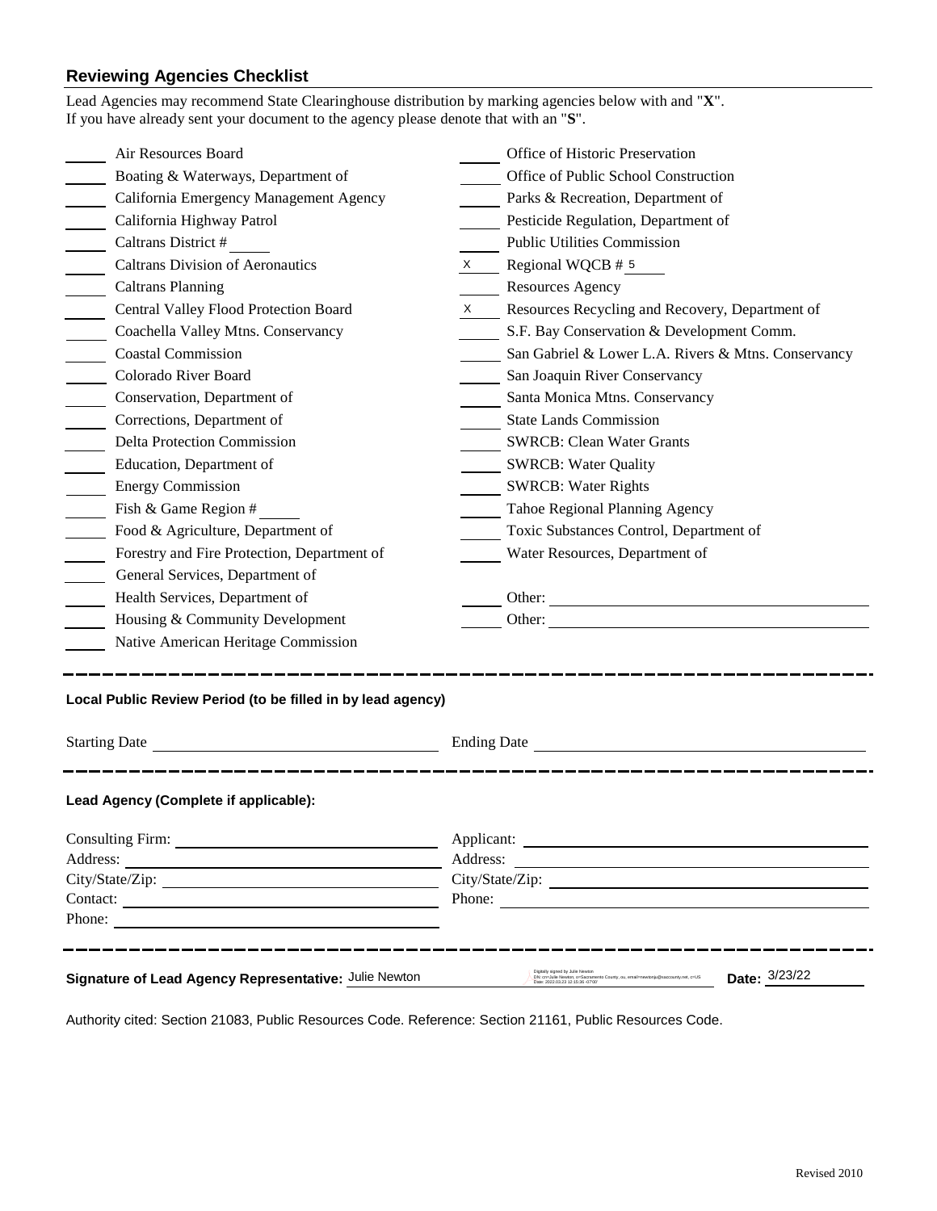## Reviewing Agencies Checklist

Lead Agencies may recommend State Clearinghouse distribution by marking agencies below with and "**X**".
If you have already sent your document to the agency please denote that with an "**S**".

| | | | |
|---|---|---|---|
| | Air Resources Board | | Office of Historic Preservation |
| | Boating & Waterways, Department of | | Office of Public School Construction |
| | California Emergency Management Agency | | Parks & Recreation, Department of |
| | California Highway Patrol | | Pesticide Regulation, Department of |
| | Caltrans District # | | Public Utilities Commission |
| | Caltrans Division of Aeronautics | X | Regional WQCB # 5 |
| | Caltrans Planning | | Resources Agency |
| | Central Valley Flood Protection Board | X | Resources Recycling and Recovery, Department of |
| | Coachella Valley Mtns. Conservancy | | S.F. Bay Conservation & Development Comm. |
| | Coastal Commission | | San Gabriel & Lower L.A. Rivers & Mtns. Conservancy |
| | Colorado River Board | | San Joaquin River Conservancy |
| | Conservation, Department of | | Santa Monica Mtns. Conservancy |
| | Corrections, Department of | | State Lands Commission |
| | Delta Protection Commission | | SWRCB: Clean Water Grants |
| | Education, Department of | | SWRCB: Water Quality |
| | Energy Commission | | SWRCB: Water Rights |
| | Fish & Game Region # | | Tahoe Regional Planning Agency |
| | Food & Agriculture, Department of | | Toxic Substances Control, Department of |
| | Forestry and Fire Protection, Department of | | Water Resources, Department of |
| | General Services, Department of | | |
| | Health Services, Department of | | Other: |
| | Housing & Community Development | | Other: |
| | Native American Heritage Commission | | |

---

### Local Public Review Period (to be filled in by lead agency)

Starting Date ____________________ Ending Date ____________________

---

### Lead Agency (Complete if applicable):

Consulting Firm: ____________________ Applicant: ____________________
Address: ____________________ Address: ____________________
City/State/Zip: ____________________ City/State/Zip: ____________________
Contact: ____________________ Phone: ____________________
Phone: ____________________

---

**Signature of Lead Agency Representative:** Julie Newton

Digitally signed by Julie Newton
DN: cn=Julie Newton, o=Sacramento County, ou, email=newtonju@saccounty.net, c=US
Date: 2022.03.23 12:15:36 -07'00'

**Date:** 3/23/22

Authority cited: Section 21083, Public Resources Code. Reference: Section 21161, Public Resources Code.

Revised 2010